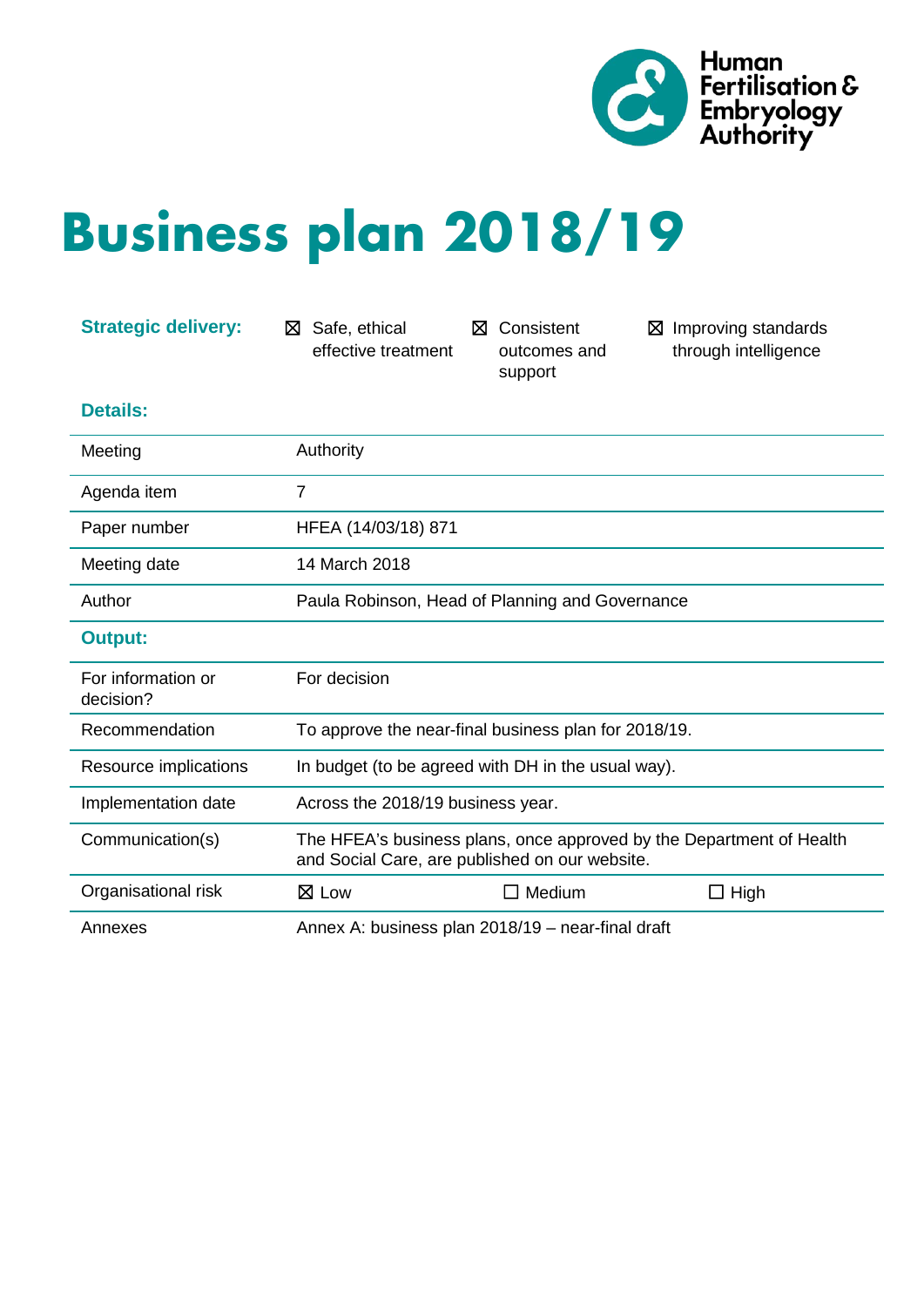Human Fertilisation & Embryology Authority

# Business plan 2018/19

**Strategic delivery:** ☒ Safe, ethical effective treatment ☒ Consistent outcomes and support ☒ Improving standards through intelligence

**Details:**

| | |
|---|---|
| Meeting | Authority |
| Agenda item | 7 |
| Paper number | HFEA (14/03/18) 871 |
| Meeting date | 14 March 2018 |
| Author | Paula Robinson, Head of Planning and Governance |

**Output:**

| | |
|---|---|
| For information or decision? | For decision |
| Recommendation | To approve the near-final business plan for 2018/19. |
| Resource implications | In budget (to be agreed with DH in the usual way). |
| Implementation date | Across the 2018/19 business year. |
| Communication(s) | The HFEA's business plans, once approved by the Department of Health and Social Care, are published on our website. |
| Organisational risk | ☒ Low ☐ Medium ☐ High |
| Annexes | Annex A: business plan 2018/19 – near-final draft |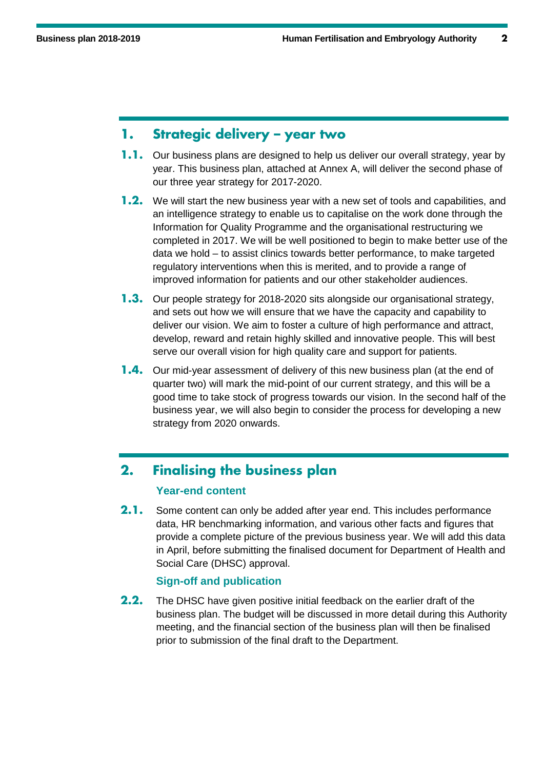## 1. Strategic delivery – year two

**1.1.** Our business plans are designed to help us deliver our overall strategy, year by year. This business plan, attached at Annex A, will deliver the second phase of our three year strategy for 2017-2020.

**1.2.** We will start the new business year with a new set of tools and capabilities, and an intelligence strategy to enable us to capitalise on the work done through the Information for Quality Programme and the organisational restructuring we completed in 2017. We will be well positioned to begin to make better use of the data we hold – to assist clinics towards better performance, to make targeted regulatory interventions when this is merited, and to provide a range of improved information for patients and our other stakeholder audiences.

**1.3.** Our people strategy for 2018-2020 sits alongside our organisational strategy, and sets out how we will ensure that we have the capacity and capability to deliver our vision. We aim to foster a culture of high performance and attract, develop, reward and retain highly skilled and innovative people. This will best serve our overall vision for high quality care and support for patients.

**1.4.** Our mid-year assessment of delivery of this new business plan (at the end of quarter two) will mark the mid-point of our current strategy, and this will be a good time to take stock of progress towards our vision. In the second half of the business year, we will also begin to consider the process for developing a new strategy from 2020 onwards.

## 2. Finalising the business plan

### Year-end content

**2.1.** Some content can only be added after year end. This includes performance data, HR benchmarking information, and various other facts and figures that provide a complete picture of the previous business year. We will add this data in April, before submitting the finalised document for Department of Health and Social Care (DHSC) approval.

### Sign-off and publication

**2.2.** The DHSC have given positive initial feedback on the earlier draft of the business plan. The budget will be discussed in more detail during this Authority meeting, and the financial section of the business plan will then be finalised prior to submission of the final draft to the Department.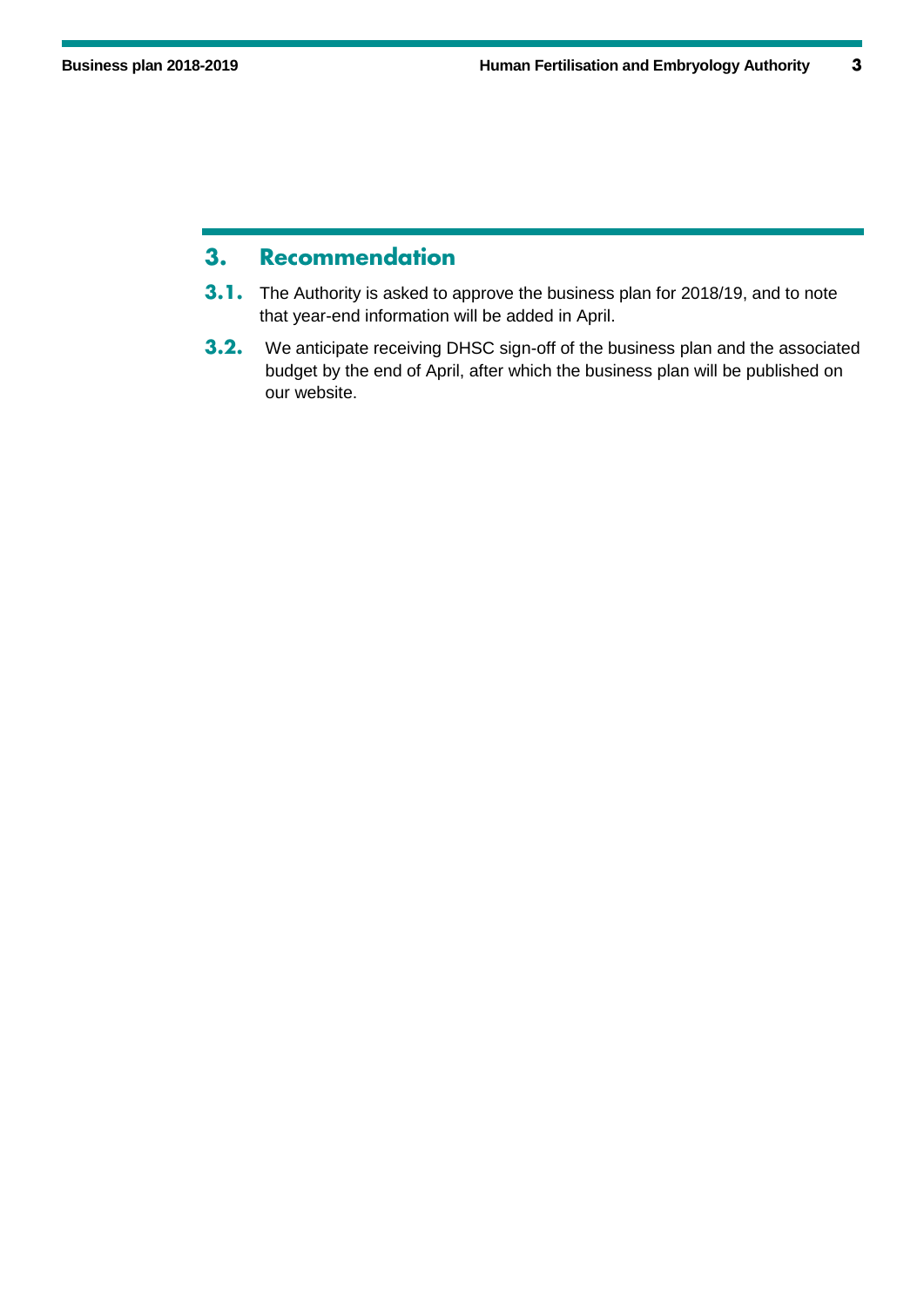## 3. Recommendation

**3.1.** The Authority is asked to approve the business plan for 2018/19, and to note that year-end information will be added in April.

**3.2.** We anticipate receiving DHSC sign-off of the business plan and the associated budget by the end of April, after which the business plan will be published on our website.